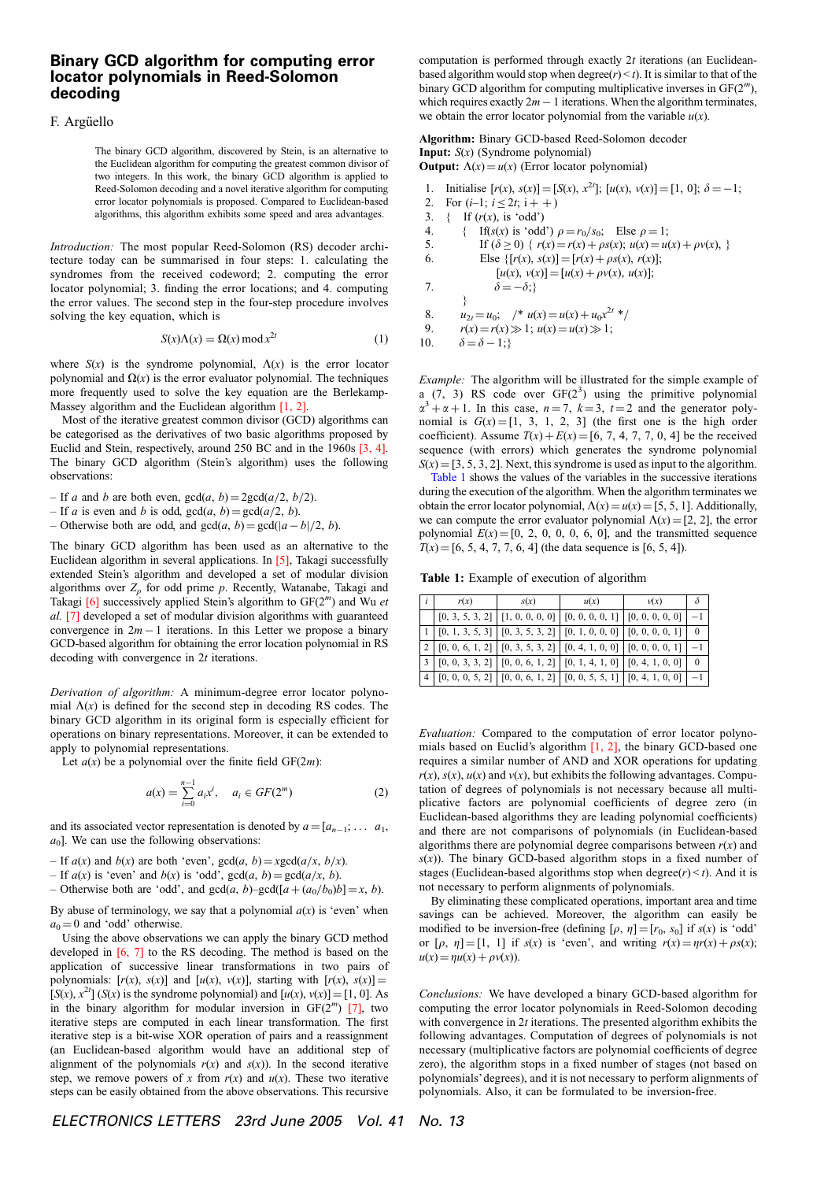# Binary GCD algorithm for computing error locator polynomials in Reed-Solomon decoding

F. Argüello

> The binary GCD algorithm, discovered by Stein, is an alternative to the Euclidean algorithm for computing the greatest common divisor of two integers. In this work, the binary GCD algorithm is applied to Reed-Solomon decoding and a novel iterative algorithm for computing error locator polynomials is proposed. Compared to Euclidean-based algorithms, this algorithm exhibits some speed and area advantages.

*Introduction:* The most popular Reed-Solomon (RS) decoder architecture today can be summarised in four steps: 1. calculating the syndromes from the received codeword; 2. computing the error locator polynomial; 3. finding the error locations; and 4. computing the error values. The second step in the four-step procedure involves solving the key equation, which is

$$S(x)\Lambda(x) = \Omega(x) \bmod x^{2t} \tag{1}$$

where $S(x)$ is the syndrome polynomial, $\Lambda(x)$ is the error locator polynomial and $\Omega(x)$ is the error evaluator polynomial. The techniques more frequently used to solve the key equation are the Berlekamp-Massey algorithm and the Euclidean algorithm [1, 2].

Most of the iterative greatest common divisor (GCD) algorithms can be categorised as the derivatives of two basic algorithms proposed by Euclid and Stein, respectively, around 250 BC and in the 1960s [3, 4]. The binary GCD algorithm (Stein's algorithm) uses the following observations:

– If $a$ and $b$ are both even, $\gcd(a, b) = 2\gcd(a/2, b/2)$.
– If $a$ is even and $b$ is odd, $\gcd(a, b) = \gcd(a/2, b)$.
– Otherwise both are odd, and $\gcd(a, b) = \gcd(|a - b|/2, b)$.

The binary GCD algorithm has been used as an alternative to the Euclidean algorithm in several applications. In [5], Takagi successfully extended Stein's algorithm and developed a set of modular division algorithms over $Z_p$ for odd prime $p$. Recently, Watanabe, Takagi and Takagi [6] successively applied Stein's algorithm to GF($2^m$) and Wu *et al.* [7] developed a set of modular division algorithms with guaranteed convergence in $2m - 1$ iterations. In this Letter we propose a binary GCD-based algorithm for obtaining the error location polynomial in RS decoding with convergence in $2t$ iterations.

*Derivation of algorithm:* A minimum-degree error locator polynomial $\Lambda(x)$ is defined for the second step in decoding RS codes. The binary GCD algorithm in its original form is especially efficient for operations on binary representations. Moreover, it can be extended to apply to polynomial representations.

Let $a(x)$ be a polynomial over the finite field GF($2m$):

$$a(x) = \sum_{i=0}^{n-1} a_i x^i, \quad a_i \in GF(2^m) \tag{2}$$

and its associated vector representation is denoted by $a = [a_{n-1}; \ldots\ a_1, a_0]$. We can use the following observations:

– If $a(x)$ and $b(x)$ are both 'even', $\gcd(a, b) = x\gcd(a/x, b/x)$.
– If $a(x)$ is 'even' and $b(x)$ is 'odd', $\gcd(a, b) = \gcd(a/x, b)$.
– Otherwise both are 'odd', and $\gcd(a, b) – \gcd([a + (a_0/b_0)b] = x, b)$.

By abuse of terminology, we say that a polynomial $a(x)$ is 'even' when $a_0 = 0$ and 'odd' otherwise.

Using the above observations we can apply the binary GCD method developed in [6, 7] to the RS decoding. The method is based on the application of successive linear transformations in two pairs of polynomials: $[r(x), s(x)]$ and $[u(x), v(x)]$, starting with $[r(x), s(x)] = [S(x), x^{2t}]$ ($S(x)$ is the syndrome polynomial) and $[u(x), v(x)] = [1, 0]$. As in the binary algorithm for modular inversion in GF($2^m$) [7], two iterative steps are computed in each linear transformation. The first iterative step is a bit-wise XOR operation of pairs and a reassignment (an Euclidean-based algorithm would have an additional step of alignment of the polynomials $r(x)$ and $s(x)$). In the second iterative step, we remove powers of $x$ from $r(x)$ and $u(x)$. These two iterative steps can be easily obtained from the above observations. This recursive computation is performed through exactly $2t$ iterations (an Euclidean-based algorithm would stop when degree$(r) < t$). It is similar to that of the binary GCD algorithm for computing multiplicative inverses in GF($2^m$), which requires exactly $2m - 1$ iterations. When the algorithm terminates, we obtain the error locator polynomial from the variable $u(x)$.

**Algorithm:** Binary GCD-based Reed-Solomon decoder
**Input:** $S(x)$ (Syndrome polynomial)
**Output:** $\Lambda(x) = u(x)$ (Error locator polynomial)

```
1.  Initialise [r(x), s(x)] = [S(x), x^{2t}]; [u(x), v(x)] = [1, 0]; δ = −1;
2.  For (i–1; i ≤ 2t; i++)
3.  {   If (r(x), is 'odd')
4.      {   If(s(x) is 'odd') ρ = r_0/s_0;   Else ρ = 1;
5.          If (δ ≥ 0) { r(x) = r(x) + ρs(x); u(x) = u(x) + ρv(x), }
6.          Else {[r(x), s(x)] = [r(x) + ρs(x), r(x)];
                  [u(x), v(x)] = [u(x) + ρv(x), u(x)];
7.              δ = −δ;}
        }
8.      u_{2t} = u_0;   /* u(x) = u(x) + u_0 x^{2t} */
9.      r(x) = r(x) ≫ 1; u(x) = u(x) ≫ 1;
10.     δ = δ − 1;}
```

*Example:* The algorithm will be illustrated for the simple example of a (7, 3) RS code over GF($2^3$) using the primitive polynomial $\alpha^3 + \alpha + 1$. In this case, $n = 7$, $k = 3$, $t = 2$ and the generator polynomial is $G(x) = [1, 3, 1, 2, 3]$ (the first one is the high order coefficient). Assume $T(x) + E(x) = [6, 7, 4, 7, 7, 0, 4]$ be the received sequence (with errors) which generates the syndrome polynomial $S(x) = [3, 5, 3, 2]$. Next, this syndrome is used as input to the algorithm. Table 1 shows the values of the variables in the successive iterations during the execution of the algorithm. When the algorithm terminates we obtain the error locator polynomial, $\Lambda(x) = u(x) = [5, 5, 1]$. Additionally, we can compute the error evaluator polynomial $\Lambda(x) = [2, 2]$, the error polynomial $E(x) = [0, 2, 0, 0, 0, 6, 0]$, and the transmitted sequence $T(x) = [6, 5, 4, 7, 7, 6, 4]$ (the data sequence is [6, 5, 4]).

**Table 1:** Example of execution of algorithm

| $i$ | $r(x)$ | $s(x)$ | $u(x)$ | $v(x)$ | $\delta$ |
|---|---|---|---|---|---|
| | [0, 3, 5, 3, 2] | [1, 0, 0, 0, 0] | [0, 0, 0, 0, 1] | [0, 0, 0, 0, 0] | −1 |
| 1 | [0, 1, 3, 5, 3] | [0, 3, 5, 3, 2] | [0, 1, 0, 0, 0] | [0, 0, 0, 0, 1] | 0 |
| 2 | [0, 0, 6, 1, 2] | [0, 3, 5, 3, 2] | [0, 4, 1, 0, 0] | [0, 0, 0, 0, 1] | −1 |
| 3 | [0, 0, 3, 3, 2] | [0, 0, 6, 1, 2] | [0, 1, 4, 1, 0] | [0, 4, 1, 0, 0] | 0 |
| 4 | [0, 0, 0, 5, 2] | [0, 0, 6, 1, 2] | [0, 0, 5, 5, 1] | [0, 4, 1, 0, 0] | −1 |

*Evaluation:* Compared to the computation of error locator polynomials based on Euclid's algorithm [1, 2], the binary GCD-based one requires a similar number of AND and XOR operations for updating $r(x)$, $s(x)$, $u(x)$ and $v(x)$, but exhibits the following advantages. Computation of degrees of polynomials is not necessary because all multiplicative factors are polynomial coefficients of degree zero (in Euclidean-based algorithms they are leading polynomial coefficients) and there are not comparisons of polynomials (in Euclidean-based algorithms there are polynomial degree comparisons between $r(x)$ and $s(x)$). The binary GCD-based algorithm stops in a fixed number of stages (Euclidean-based algorithms stop when degree$(r) < t$). And it is not necessary to perform alignments of polynomials.

By eliminating these complicated operations, important area and time savings can be achieved. Moreover, the algorithm can easily be modified to be inversion-free (defining $[\rho, \eta] = [r_0, s_0]$ if $s(x)$ is 'odd' or $[\rho, \eta] = [1, 1]$ if $s(x)$ is 'even', and writing $r(x) = \eta r(x) + \rho s(x)$; $u(x) = \eta u(x) + \rho v(x)$).

*Conclusions:* We have developed a binary GCD-based algorithm for computing the error locator polynomials in Reed-Solomon decoding with convergence in $2t$ iterations. The presented algorithm exhibits the following advantages. Computation of degrees of polynomials is not necessary (multiplicative factors are polynomial coefficients of degree zero), the algorithm stops in a fixed number of stages (not based on polynomials'degrees), and it is not necessary to perform alignments of polynomials. Also, it can be formulated to be inversion-free.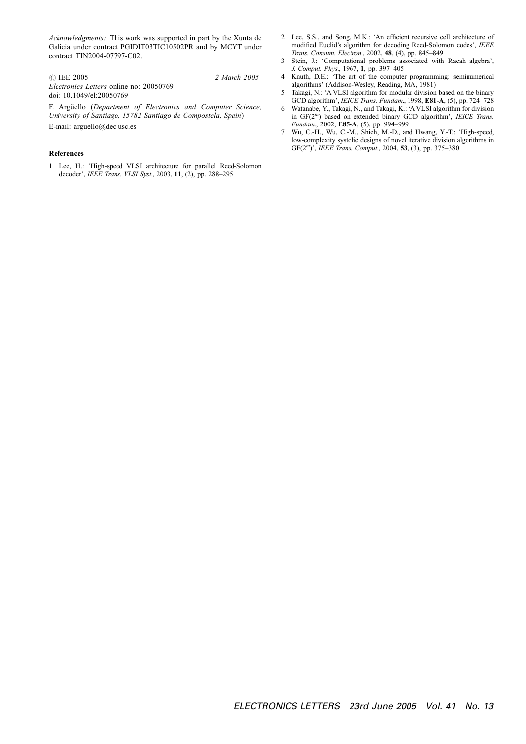*Acknowledgments:* This work was supported in part by the Xunta de Galicia under contract PGIDIT03TIC10502PR and by MCYT under contract TIN2004-07797-C02.

© IEE 2005 *2 March 2005*

*Electronics Letters* online no: 20050769

doi: 10.1049/el:20050769

F. Argüello (*Department of Electronics and Computer Science, University of Santiago, 15782 Santiago de Compostela, Spain*)

E-mail: arguello@dec.usc.es

## References

1 Lee, H.: 'High-speed VLSI architecture for parallel Reed-Solomon decoder', *IEEE Trans. VLSI Syst.*, 2003, **11**, (2), pp. 288–295

2 Lee, S.S., and Song, M.K.: 'An efficient recursive cell architecture of modified Euclid's algorithm for decoding Reed-Solomon codes', *IEEE Trans. Consum. Electron.*, 2002, **48**, (4), pp. 845–849

3 Stein, J.: 'Computational problems associated with Racah algebra', *J. Comput. Phys.*, 1967, **1**, pp. 397–405

4 Knuth, D.E.: 'The art of the computer programming: seminumerical algorithms' (Addison-Wesley, Reading, MA, 1981)

5 Takagi, N.: 'A VLSI algorithm for modular division based on the binary GCD algorithm', *IEICE Trans. Fundam.*, 1998, **E81-A**, (5), pp. 724–728

6 Watanabe, Y., Takagi, N., and Takagi, K.: 'A VLSI algorithm for division in GF($2^m$) based on extended binary GCD algorithm', *IEICE Trans. Fundam.*, 2002, **E85-A**, (5), pp. 994–999

7 Wu, C.-H., Wu, C.-M., Shieh, M.-D., and Hwang, Y.-T.: 'High-speed, low-complexity systolic designs of novel iterative division algorithms in GF($2^m$)', *IEEE Trans. Comput.*, 2004, **53**, (3), pp. 375–380